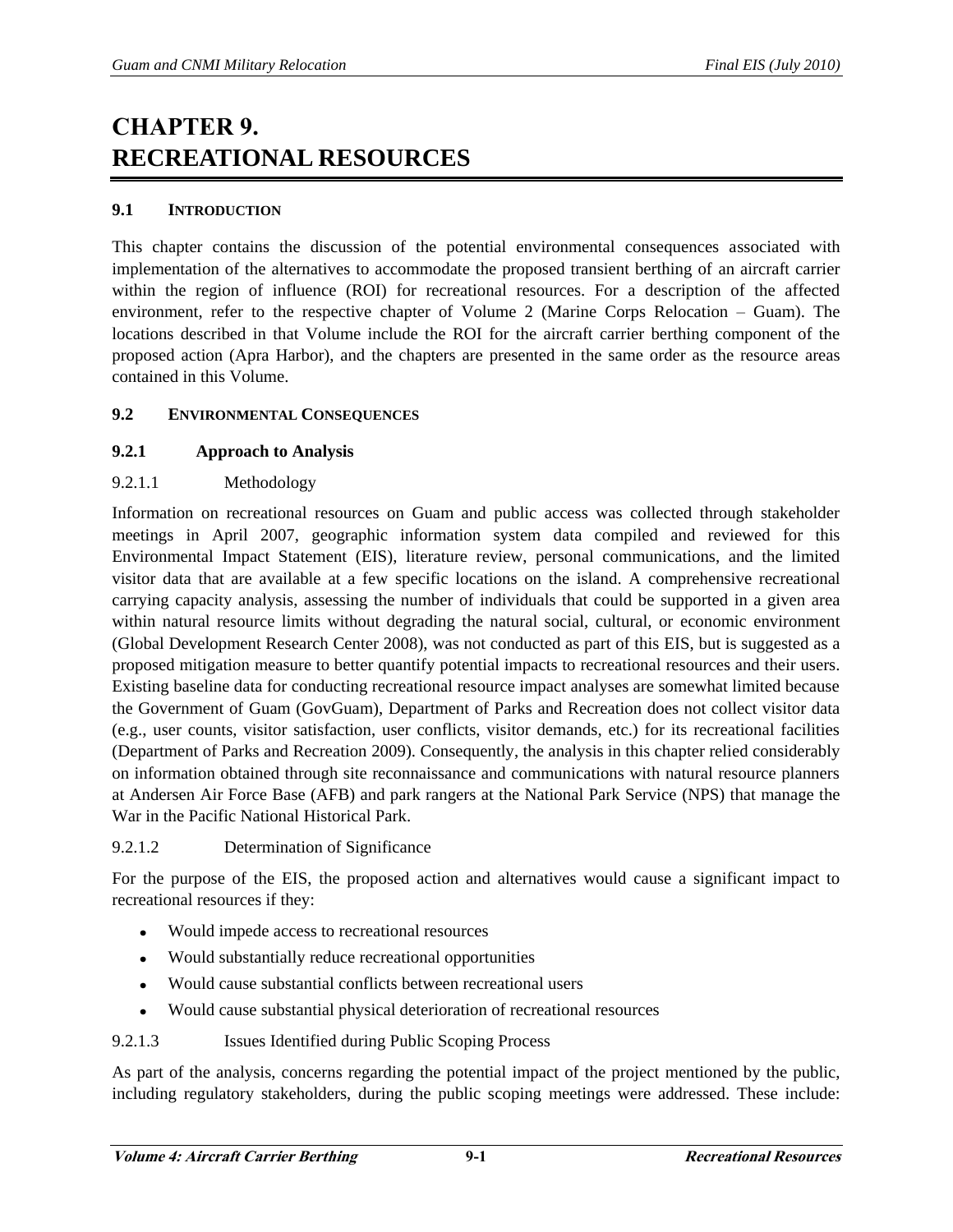# CHAPTER 9. RECREATIONAL RESOURCES

## 9.1 INTRODUCTION

This chapter contains the discussion of the potential environmental consequences associated with implementation of the alternatives to accommodate the proposed transient berthing of an aircraft carrier within the region of influence (ROI) for recreational resources. For a description of the affected environment, refer to the respective chapter of Volume 2 (Marine Corps Relocation – Guam). The locations described in that Volume include the ROI for the aircraft carrier berthing component of the proposed action (Apra Harbor), and the chapters are presented in the same order as the resource areas contained in this Volume.

## 9.2 ENVIRONMENTAL CONSEQUENCES

### 9.2.1 Approach to Analysis

#### 9.2.1.1 Methodology

Information on recreational resources on Guam and public access was collected through stakeholder meetings in April 2007, geographic information system data compiled and reviewed for this Environmental Impact Statement (EIS), literature review, personal communications, and the limited visitor data that are available at a few specific locations on the island. A comprehensive recreational carrying capacity analysis, assessing the number of individuals that could be supported in a given area within natural resource limits without degrading the natural social, cultural, or economic environment (Global Development Research Center 2008), was not conducted as part of this EIS, but is suggested as a proposed mitigation measure to better quantify potential impacts to recreational resources and their users. Existing baseline data for conducting recreational resource impact analyses are somewhat limited because the Government of Guam (GovGuam), Department of Parks and Recreation does not collect visitor data (e.g., user counts, visitor satisfaction, user conflicts, visitor demands, etc.) for its recreational facilities (Department of Parks and Recreation 2009). Consequently, the analysis in this chapter relied considerably on information obtained through site reconnaissance and communications with natural resource planners at Andersen Air Force Base (AFB) and park rangers at the National Park Service (NPS) that manage the War in the Pacific National Historical Park.

#### 9.2.1.2 Determination of Significance

For the purpose of the EIS, the proposed action and alternatives would cause a significant impact to recreational resources if they:

- Would impede access to recreational resources
- Would substantially reduce recreational opportunities
- Would cause substantial conflicts between recreational users
- Would cause substantial physical deterioration of recreational resources

#### 9.2.1.3 Issues Identified during Public Scoping Process

As part of the analysis, concerns regarding the potential impact of the project mentioned by the public, including regulatory stakeholders, during the public scoping meetings were addressed. These include: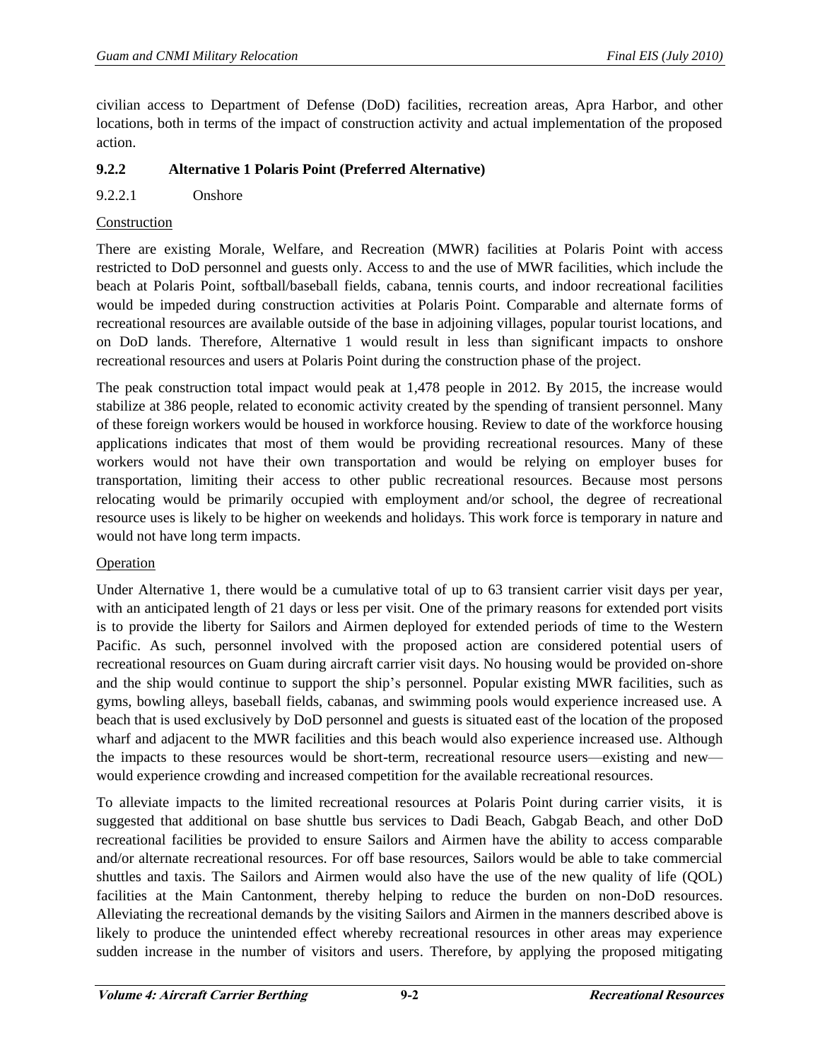civilian access to Department of Defense (DoD) facilities, recreation areas, Apra Harbor, and other locations, both in terms of the impact of construction activity and actual implementation of the proposed action.

### 9.2.2 Alternative 1 Polaris Point (Preferred Alternative)

#### 9.2.2.1 Onshore

Construction

There are existing Morale, Welfare, and Recreation (MWR) facilities at Polaris Point with access restricted to DoD personnel and guests only. Access to and the use of MWR facilities, which include the beach at Polaris Point, softball/baseball fields, cabana, tennis courts, and indoor recreational facilities would be impeded during construction activities at Polaris Point. Comparable and alternate forms of recreational resources are available outside of the base in adjoining villages, popular tourist locations, and on DoD lands. Therefore, Alternative 1 would result in less than significant impacts to onshore recreational resources and users at Polaris Point during the construction phase of the project.

The peak construction total impact would peak at 1,478 people in 2012. By 2015, the increase would stabilize at 386 people, related to economic activity created by the spending of transient personnel. Many of these foreign workers would be housed in workforce housing. Review to date of the workforce housing applications indicates that most of them would be providing recreational resources. Many of these workers would not have their own transportation and would be relying on employer buses for transportation, limiting their access to other public recreational resources. Because most persons relocating would be primarily occupied with employment and/or school, the degree of recreational resource uses is likely to be higher on weekends and holidays. This work force is temporary in nature and would not have long term impacts.

Operation

Under Alternative 1, there would be a cumulative total of up to 63 transient carrier visit days per year, with an anticipated length of 21 days or less per visit. One of the primary reasons for extended port visits is to provide the liberty for Sailors and Airmen deployed for extended periods of time to the Western Pacific. As such, personnel involved with the proposed action are considered potential users of recreational resources on Guam during aircraft carrier visit days. No housing would be provided on-shore and the ship would continue to support the ship's personnel. Popular existing MWR facilities, such as gyms, bowling alleys, baseball fields, cabanas, and swimming pools would experience increased use. A beach that is used exclusively by DoD personnel and guests is situated east of the location of the proposed wharf and adjacent to the MWR facilities and this beach would also experience increased use. Although the impacts to these resources would be short-term, recreational resource users—existing and new—would experience crowding and increased competition for the available recreational resources.

To alleviate impacts to the limited recreational resources at Polaris Point during carrier visits, it is suggested that additional on base shuttle bus services to Dadi Beach, Gabgab Beach, and other DoD recreational facilities be provided to ensure Sailors and Airmen have the ability to access comparable and/or alternate recreational resources. For off base resources, Sailors would be able to take commercial shuttles and taxis. The Sailors and Airmen would also have the use of the new quality of life (QOL) facilities at the Main Cantonment, thereby helping to reduce the burden on non-DoD resources. Alleviating the recreational demands by the visiting Sailors and Airmen in the manners described above is likely to produce the unintended effect whereby recreational resources in other areas may experience sudden increase in the number of visitors and users. Therefore, by applying the proposed mitigating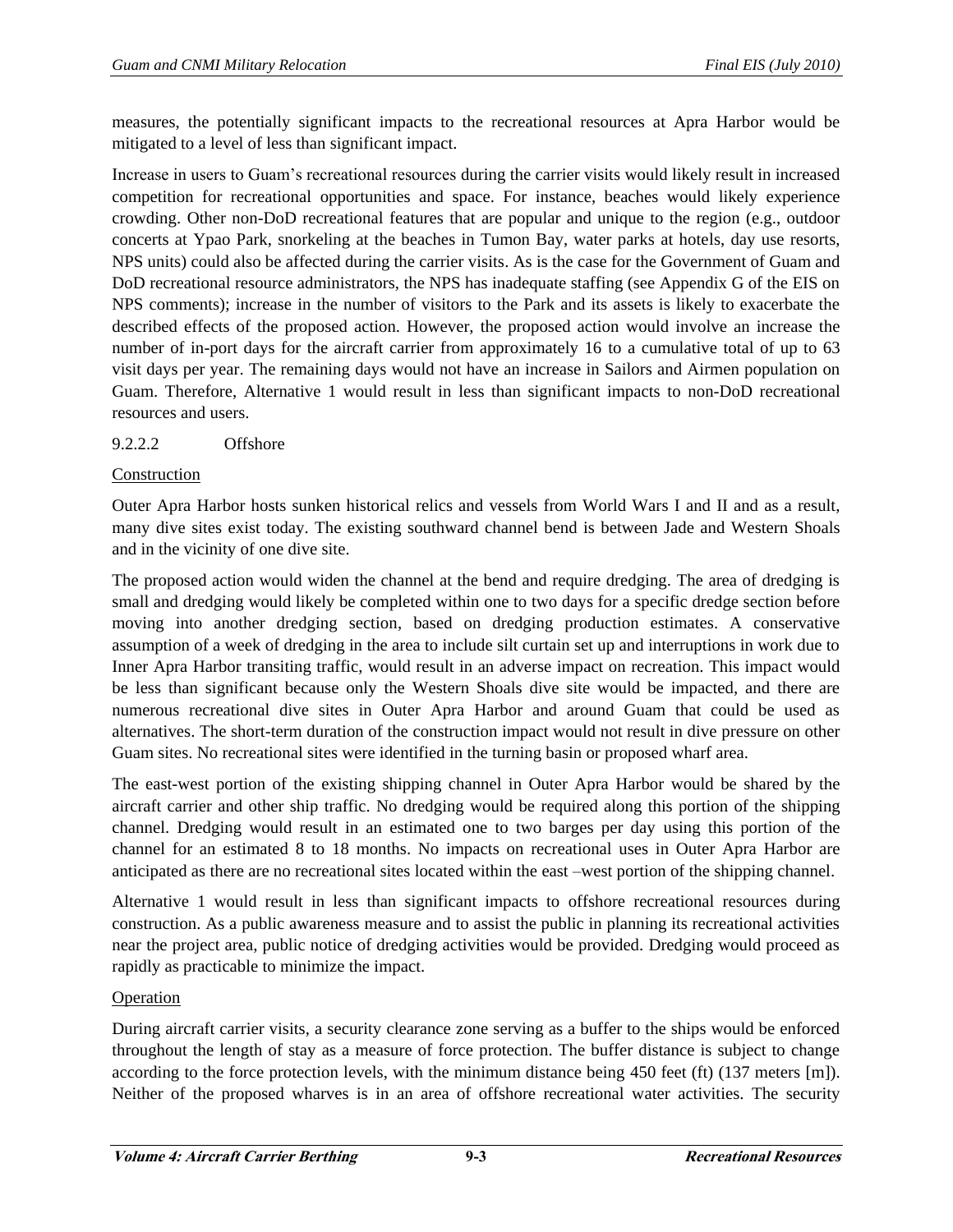measures, the potentially significant impacts to the recreational resources at Apra Harbor would be mitigated to a level of less than significant impact.

Increase in users to Guam's recreational resources during the carrier visits would likely result in increased competition for recreational opportunities and space. For instance, beaches would likely experience crowding. Other non-DoD recreational features that are popular and unique to the region (e.g., outdoor concerts at Ypao Park, snorkeling at the beaches in Tumon Bay, water parks at hotels, day use resorts, NPS units) could also be affected during the carrier visits. As is the case for the Government of Guam and DoD recreational resource administrators, the NPS has inadequate staffing (see Appendix G of the EIS on NPS comments); increase in the number of visitors to the Park and its assets is likely to exacerbate the described effects of the proposed action. However, the proposed action would involve an increase the number of in-port days for the aircraft carrier from approximately 16 to a cumulative total of up to 63 visit days per year. The remaining days would not have an increase in Sailors and Airmen population on Guam. Therefore, Alternative 1 would result in less than significant impacts to non-DoD recreational resources and users.

### 9.2.2.2 Offshore

Construction

Outer Apra Harbor hosts sunken historical relics and vessels from World Wars I and II and as a result, many dive sites exist today. The existing southward channel bend is between Jade and Western Shoals and in the vicinity of one dive site.

The proposed action would widen the channel at the bend and require dredging. The area of dredging is small and dredging would likely be completed within one to two days for a specific dredge section before moving into another dredging section, based on dredging production estimates. A conservative assumption of a week of dredging in the area to include silt curtain set up and interruptions in work due to Inner Apra Harbor transiting traffic, would result in an adverse impact on recreation. This impact would be less than significant because only the Western Shoals dive site would be impacted, and there are numerous recreational dive sites in Outer Apra Harbor and around Guam that could be used as alternatives. The short-term duration of the construction impact would not result in dive pressure on other Guam sites. No recreational sites were identified in the turning basin or proposed wharf area.

The east-west portion of the existing shipping channel in Outer Apra Harbor would be shared by the aircraft carrier and other ship traffic. No dredging would be required along this portion of the shipping channel. Dredging would result in an estimated one to two barges per day using this portion of the channel for an estimated 8 to 18 months. No impacts on recreational uses in Outer Apra Harbor are anticipated as there are no recreational sites located within the east –west portion of the shipping channel.

Alternative 1 would result in less than significant impacts to offshore recreational resources during construction. As a public awareness measure and to assist the public in planning its recreational activities near the project area, public notice of dredging activities would be provided. Dredging would proceed as rapidly as practicable to minimize the impact.

Operation

During aircraft carrier visits, a security clearance zone serving as a buffer to the ships would be enforced throughout the length of stay as a measure of force protection. The buffer distance is subject to change according to the force protection levels, with the minimum distance being 450 feet (ft) (137 meters [m]). Neither of the proposed wharves is in an area of offshore recreational water activities. The security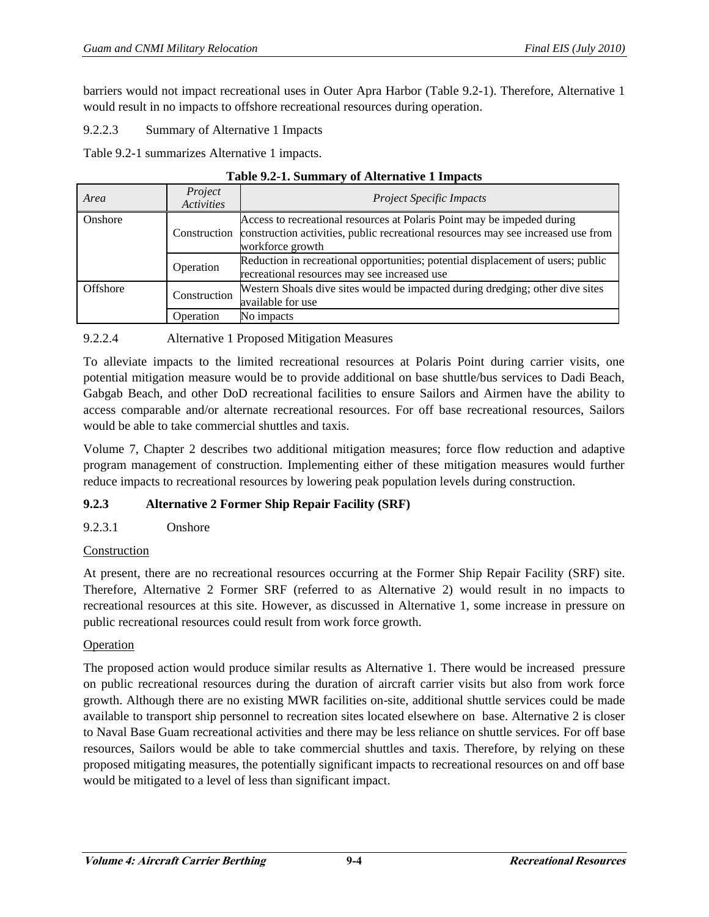barriers would not impact recreational uses in Outer Apra Harbor (Table 9.2-1). Therefore, Alternative 1 would result in no impacts to offshore recreational resources during operation.

9.2.2.3 Summary of Alternative 1 Impacts

Table 9.2-1 summarizes Alternative 1 impacts.

**Table 9.2-1. Summary of Alternative 1 Impacts**

| *Area* | *Project Activities* | *Project Specific Impacts* |
|---|---|---|
| Onshore | Construction | Access to recreational resources at Polaris Point may be impeded during construction activities, public recreational resources may see increased use from workforce growth |
| | Operation | Reduction in recreational opportunities; potential displacement of users; public recreational resources may see increased use |
| Offshore | Construction | Western Shoals dive sites would be impacted during dredging; other dive sites available for use |
| | Operation | No impacts |

9.2.2.4 Alternative 1 Proposed Mitigation Measures

To alleviate impacts to the limited recreational resources at Polaris Point during carrier visits, one potential mitigation measure would be to provide additional on base shuttle/bus services to Dadi Beach, Gabgab Beach, and other DoD recreational facilities to ensure Sailors and Airmen have the ability to access comparable and/or alternate recreational resources. For off base recreational resources, Sailors would be able to take commercial shuttles and taxis.

Volume 7, Chapter 2 describes two additional mitigation measures; force flow reduction and adaptive program management of construction. Implementing either of these mitigation measures would further reduce impacts to recreational resources by lowering peak population levels during construction.

### 9.2.3 Alternative 2 Former Ship Repair Facility (SRF)

9.2.3.1 Onshore

Construction

At present, there are no recreational resources occurring at the Former Ship Repair Facility (SRF) site. Therefore, Alternative 2 Former SRF (referred to as Alternative 2) would result in no impacts to recreational resources at this site. However, as discussed in Alternative 1, some increase in pressure on public recreational resources could result from work force growth.

Operation

The proposed action would produce similar results as Alternative 1. There would be increased pressure on public recreational resources during the duration of aircraft carrier visits but also from work force growth. Although there are no existing MWR facilities on-site, additional shuttle services could be made available to transport ship personnel to recreation sites located elsewhere on base. Alternative 2 is closer to Naval Base Guam recreational activities and there may be less reliance on shuttle services. For off base resources, Sailors would be able to take commercial shuttles and taxis. Therefore, by relying on these proposed mitigating measures, the potentially significant impacts to recreational resources on and off base would be mitigated to a level of less than significant impact.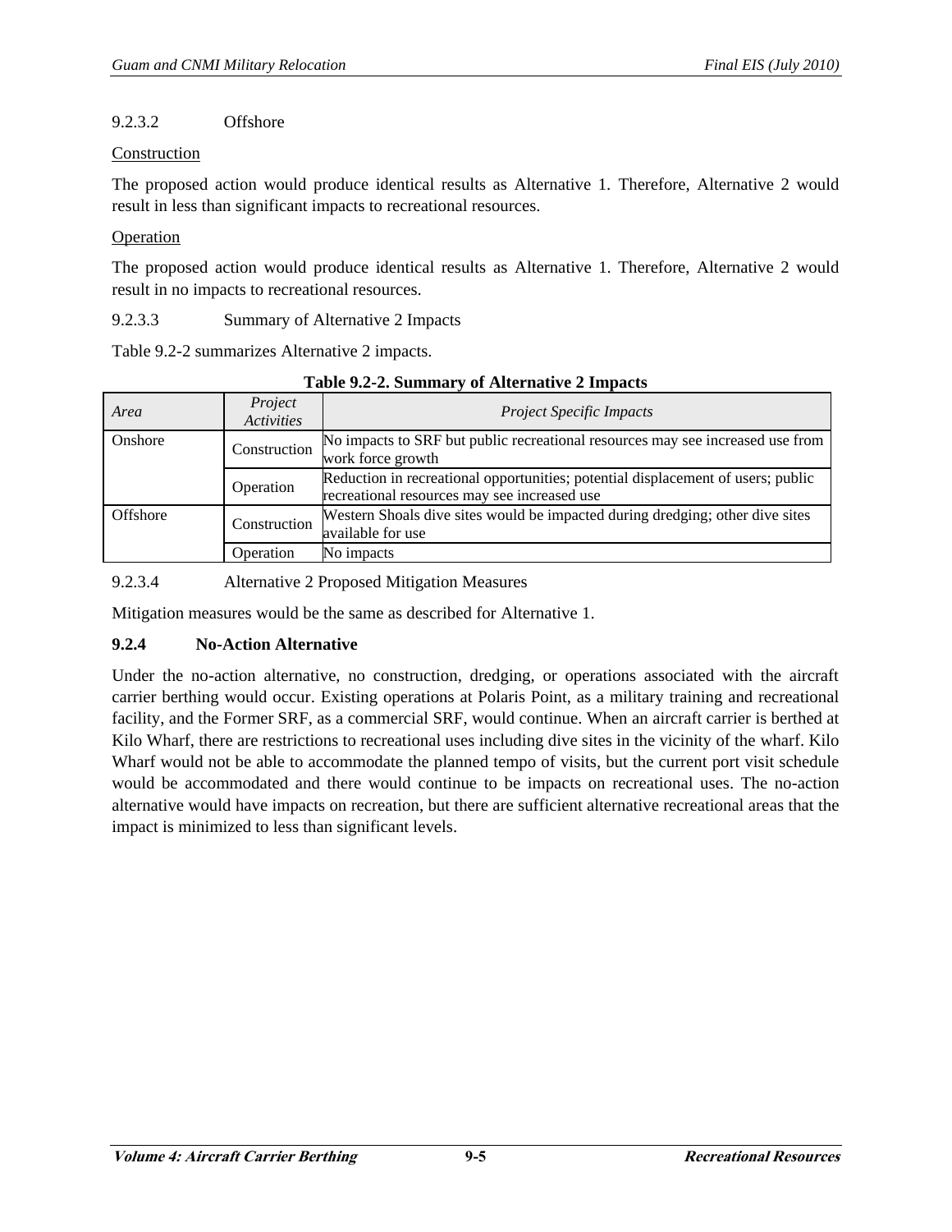#### 9.2.3.2 Offshore

Construction

The proposed action would produce identical results as Alternative 1. Therefore, Alternative 2 would result in less than significant impacts to recreational resources.

Operation

The proposed action would produce identical results as Alternative 1. Therefore, Alternative 2 would result in no impacts to recreational resources.

#### 9.2.3.3 Summary of Alternative 2 Impacts

Table 9.2-2 summarizes Alternative 2 impacts.

**Table 9.2-2. Summary of Alternative 2 Impacts**

| *Area* | *Project Activities* | *Project Specific Impacts* |
|---|---|---|
| Onshore | Construction | No impacts to SRF but public recreational resources may see increased use from work force growth |
| | Operation | Reduction in recreational opportunities; potential displacement of users; public recreational resources may see increased use |
| Offshore | Construction | Western Shoals dive sites would be impacted during dredging; other dive sites available for use |
| | Operation | No impacts |

#### 9.2.3.4 Alternative 2 Proposed Mitigation Measures

Mitigation measures would be the same as described for Alternative 1.

### 9.2.4 No-Action Alternative

Under the no-action alternative, no construction, dredging, or operations associated with the aircraft carrier berthing would occur. Existing operations at Polaris Point, as a military training and recreational facility, and the Former SRF, as a commercial SRF, would continue. When an aircraft carrier is berthed at Kilo Wharf, there are restrictions to recreational uses including dive sites in the vicinity of the wharf. Kilo Wharf would not be able to accommodate the planned tempo of visits, but the current port visit schedule would be accommodated and there would continue to be impacts on recreational uses. The no-action alternative would have impacts on recreation, but there are sufficient alternative recreational areas that the impact is minimized to less than significant levels.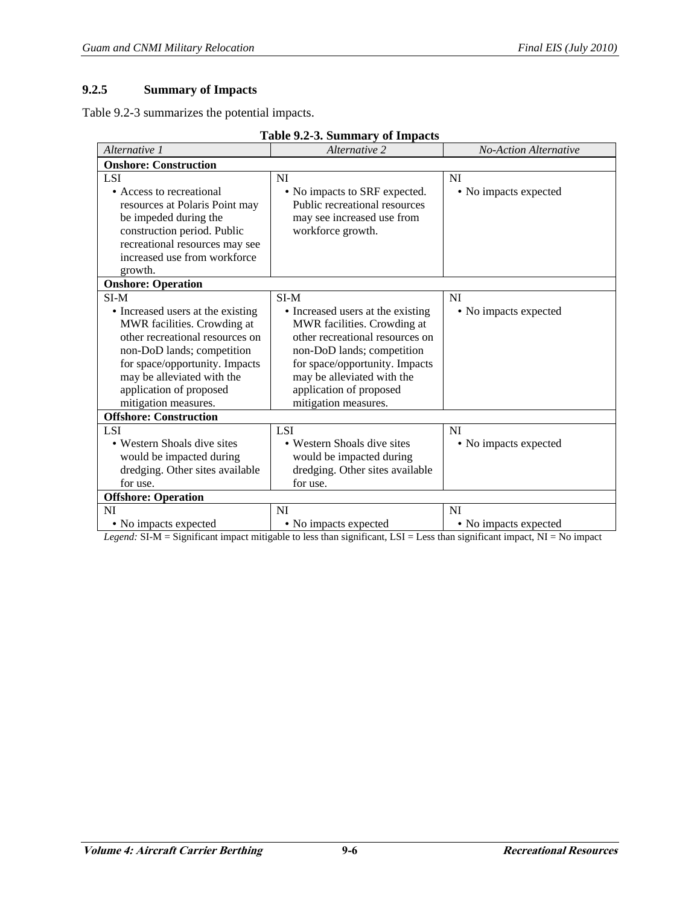### 9.2.5 Summary of Impacts

Table 9.2-3 summarizes the potential impacts.

**Table 9.2-3. Summary of Impacts**

| *Alternative 1* | *Alternative 2* | *No-Action Alternative* |
|---|---|---|
| **Onshore: Construction** | | |
| LSI<br>• Access to recreational resources at Polaris Point may be impeded during the construction period. Public recreational resources may see increased use from workforce growth. | NI<br>• No impacts to SRF expected. Public recreational resources may see increased use from workforce growth. | NI<br>• No impacts expected |
| **Onshore: Operation** | | |
| SI-M<br>• Increased users at the existing MWR facilities. Crowding at other recreational resources on non-DoD lands; competition for space/opportunity. Impacts may be alleviated with the application of proposed mitigation measures. | SI-M<br>• Increased users at the existing MWR facilities. Crowding at other recreational resources on non-DoD lands; competition for space/opportunity. Impacts may be alleviated with the application of proposed mitigation measures. | NI<br>• No impacts expected |
| **Offshore: Construction** | | |
| LSI<br>• Western Shoals dive sites would be impacted during dredging. Other sites available for use. | LSI<br>• Western Shoals dive sites would be impacted during dredging. Other sites available for use. | NI<br>• No impacts expected |
| **Offshore: Operation** | | |
| NI<br>• No impacts expected | NI<br>• No impacts expected | NI<br>• No impacts expected |

*Legend:* SI-M = Significant impact mitigable to less than significant, LSI = Less than significant impact, NI = No impact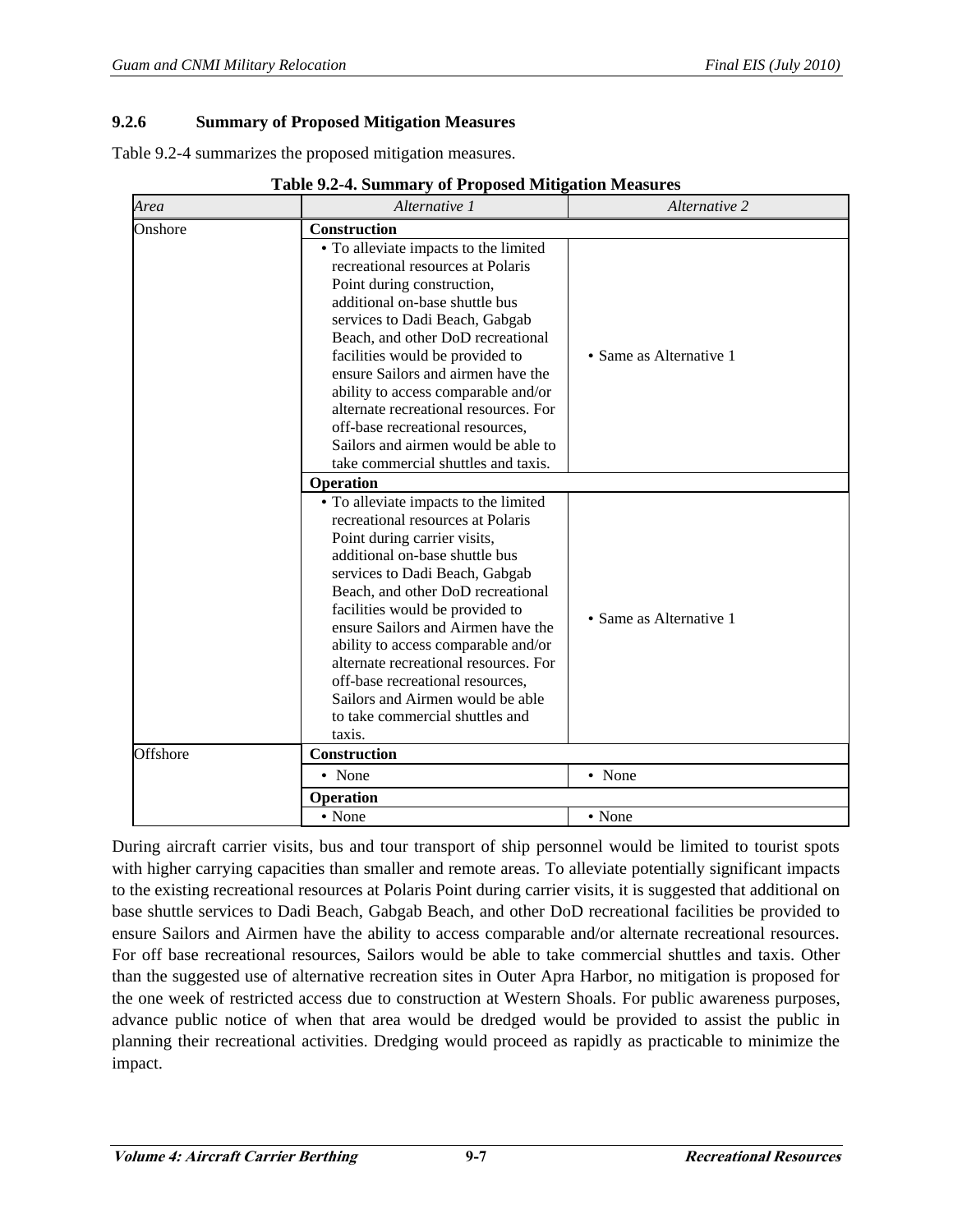### 9.2.6 Summary of Proposed Mitigation Measures

Table 9.2-4 summarizes the proposed mitigation measures.

**Table 9.2-4. Summary of Proposed Mitigation Measures**

| *Area* | *Alternative 1* | *Alternative 2* |
|---|---|---|
| Onshore | **Construction** | |
| | • To alleviate impacts to the limited recreational resources at Polaris Point during construction, additional on-base shuttle bus services to Dadi Beach, Gabgab Beach, and other DoD recreational facilities would be provided to ensure Sailors and airmen have the ability to access comparable and/or alternate recreational resources. For off-base recreational resources, Sailors and airmen would be able to take commercial shuttles and taxis. | • Same as Alternative 1 |
| | **Operation** | |
| | • To alleviate impacts to the limited recreational resources at Polaris Point during carrier visits, additional on-base shuttle bus services to Dadi Beach, Gabgab Beach, and other DoD recreational facilities would be provided to ensure Sailors and Airmen have the ability to access comparable and/or alternate recreational resources. For off-base recreational resources, Sailors and Airmen would be able to take commercial shuttles and taxis. | • Same as Alternative 1 |
| Offshore | **Construction** | |
| | • None | • None |
| | **Operation** | |
| | • None | • None |

During aircraft carrier visits, bus and tour transport of ship personnel would be limited to tourist spots with higher carrying capacities than smaller and remote areas. To alleviate potentially significant impacts to the existing recreational resources at Polaris Point during carrier visits, it is suggested that additional on base shuttle services to Dadi Beach, Gabgab Beach, and other DoD recreational facilities be provided to ensure Sailors and Airmen have the ability to access comparable and/or alternate recreational resources. For off base recreational resources, Sailors would be able to take commercial shuttles and taxis. Other than the suggested use of alternative recreation sites in Outer Apra Harbor, no mitigation is proposed for the one week of restricted access due to construction at Western Shoals. For public awareness purposes, advance public notice of when that area would be dredged would be provided to assist the public in planning their recreational activities. Dredging would proceed as rapidly as practicable to minimize the impact.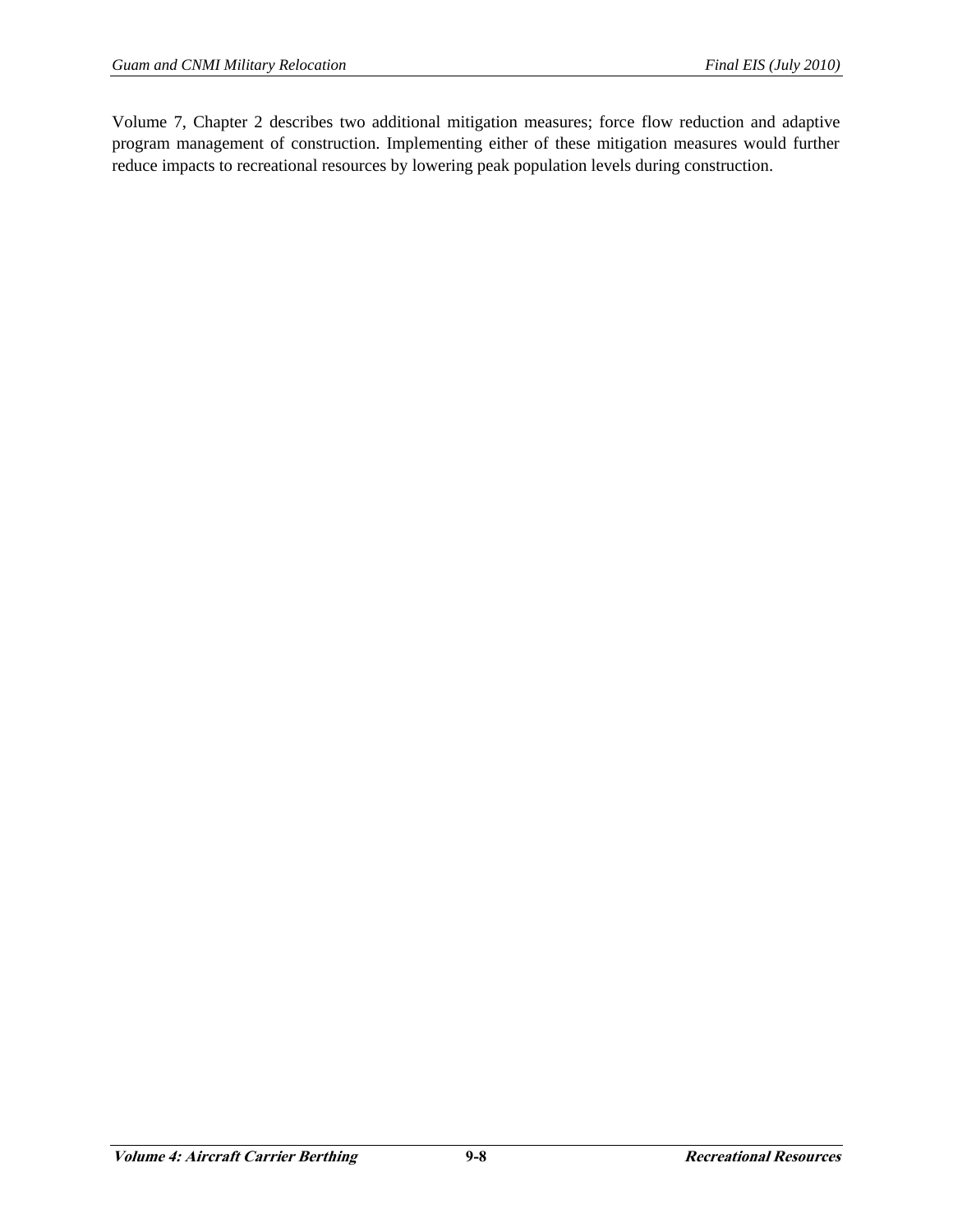Volume 7, Chapter 2 describes two additional mitigation measures; force flow reduction and adaptive program management of construction. Implementing either of these mitigation measures would further reduce impacts to recreational resources by lowering peak population levels during construction.